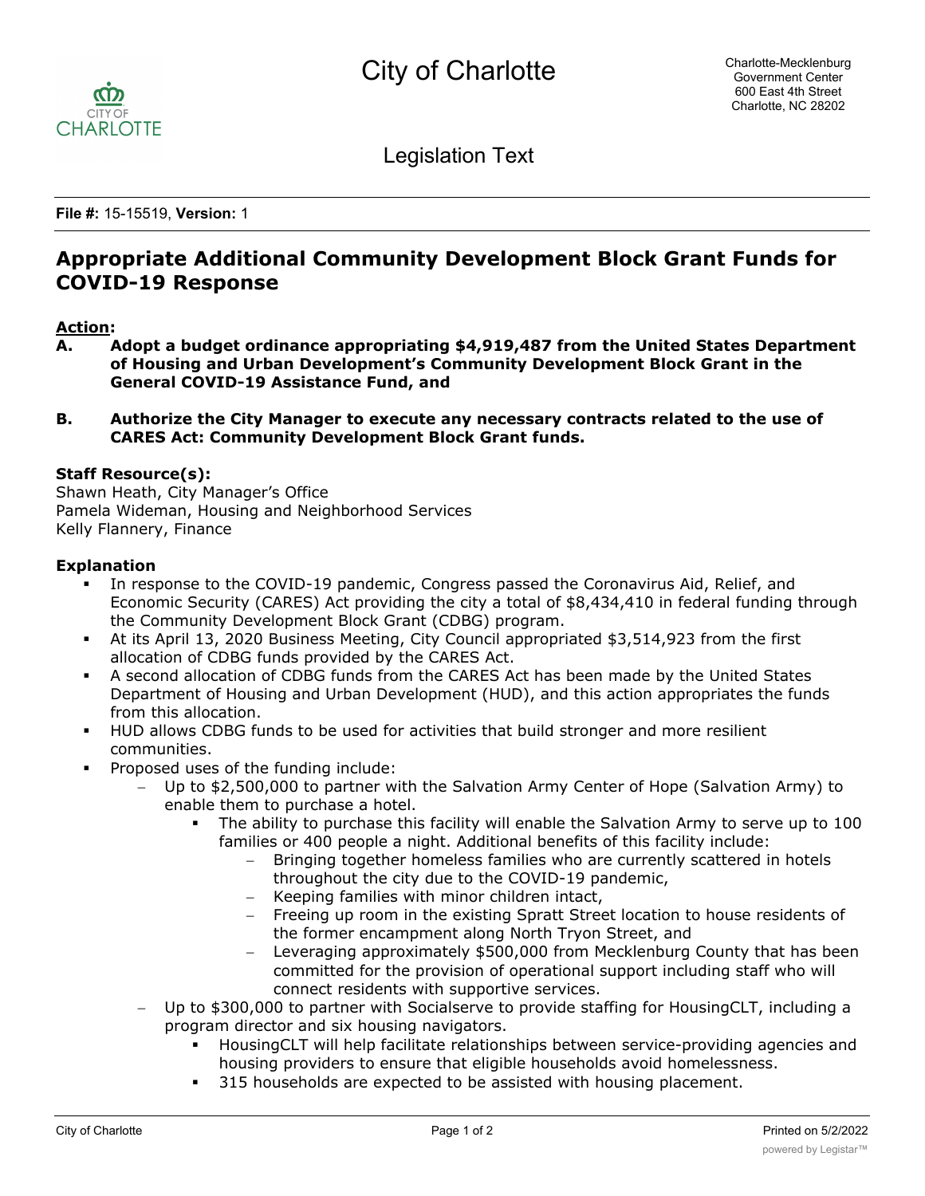City of Charlotte

Charlotte-Mecklenburg Government Center
600 East 4th Street
Charlotte, NC 28202

Legislation Text

**File #:** 15-15519, **Version:** 1

# Appropriate Additional Community Development Block Grant Funds for COVID-19 Response

**Action:**

**A. Adopt a budget ordinance appropriating $4,919,487 from the United States Department of Housing and Urban Development's Community Development Block Grant in the General COVID-19 Assistance Fund, and**

**B. Authorize the City Manager to execute any necessary contracts related to the use of CARES Act: Community Development Block Grant funds.**

**Staff Resource(s):**

Shawn Heath, City Manager's Office
Pamela Wideman, Housing and Neighborhood Services
Kelly Flannery, Finance

**Explanation**

- In response to the COVID-19 pandemic, Congress passed the Coronavirus Aid, Relief, and Economic Security (CARES) Act providing the city a total of $8,434,410 in federal funding through the Community Development Block Grant (CDBG) program.
- At its April 13, 2020 Business Meeting, City Council appropriated $3,514,923 from the first allocation of CDBG funds provided by the CARES Act.
- A second allocation of CDBG funds from the CARES Act has been made by the United States Department of Housing and Urban Development (HUD), and this action appropriates the funds from this allocation.
- HUD allows CDBG funds to be used for activities that build stronger and more resilient communities.
- Proposed uses of the funding include:
  - Up to $2,500,000 to partner with the Salvation Army Center of Hope (Salvation Army) to enable them to purchase a hotel.
    - The ability to purchase this facility will enable the Salvation Army to serve up to 100 families or 400 people a night. Additional benefits of this facility include:
      - Bringing together homeless families who are currently scattered in hotels throughout the city due to the COVID-19 pandemic,
      - Keeping families with minor children intact,
      - Freeing up room in the existing Spratt Street location to house residents of the former encampment along North Tryon Street, and
      - Leveraging approximately $500,000 from Mecklenburg County that has been committed for the provision of operational support including staff who will connect residents with supportive services.
  - Up to $300,000 to partner with Socialserve to provide staffing for HousingCLT, including a program director and six housing navigators.
    - HousingCLT will help facilitate relationships between service-providing agencies and housing providers to ensure that eligible households avoid homelessness.
    - 315 households are expected to be assisted with housing placement.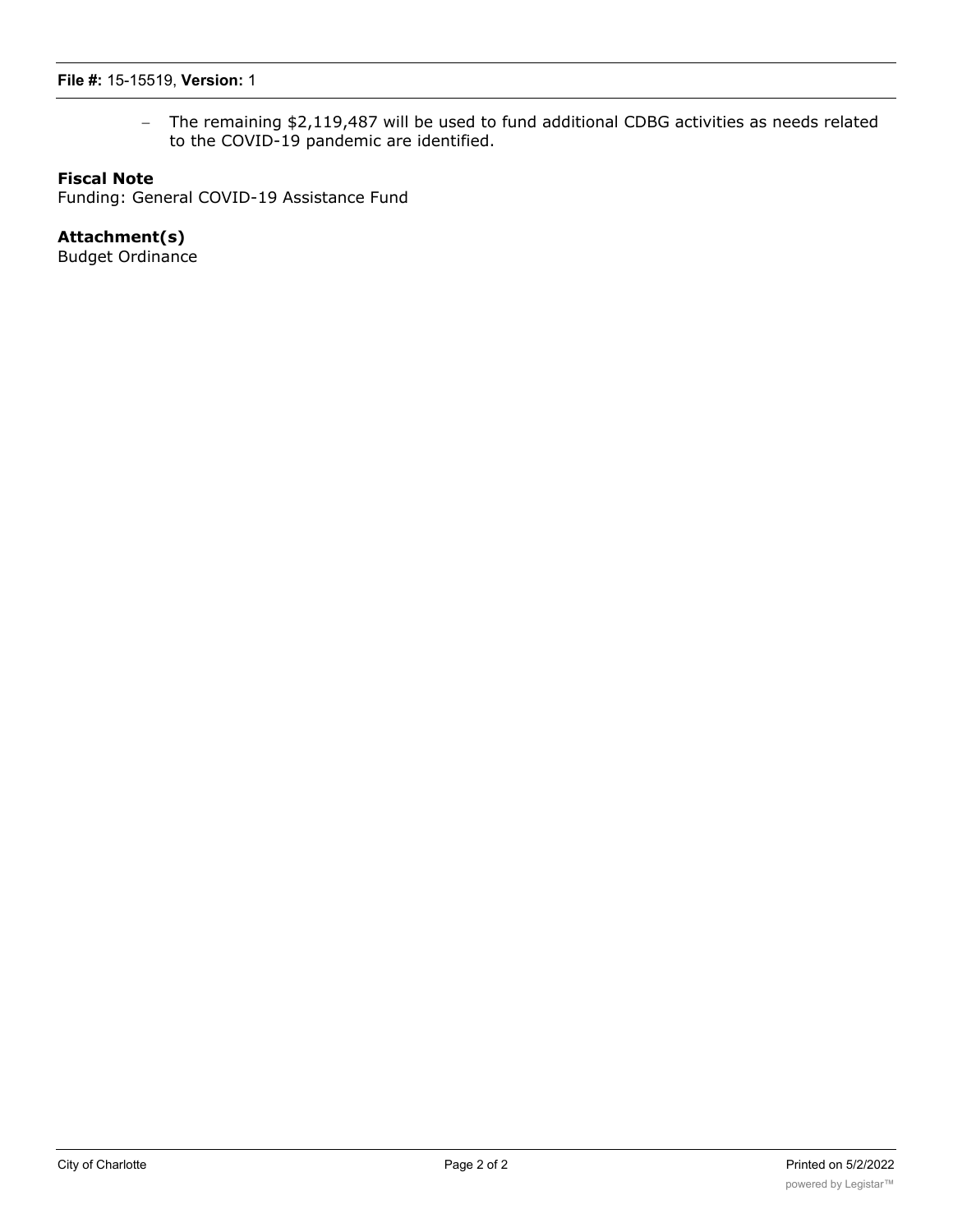- The remaining $2,119,487 will be used to fund additional CDBG activities as needs related to the COVID-19 pandemic are identified.

**Fiscal Note**

Funding: General COVID-19 Assistance Fund

**Attachment(s)**

Budget Ordinance